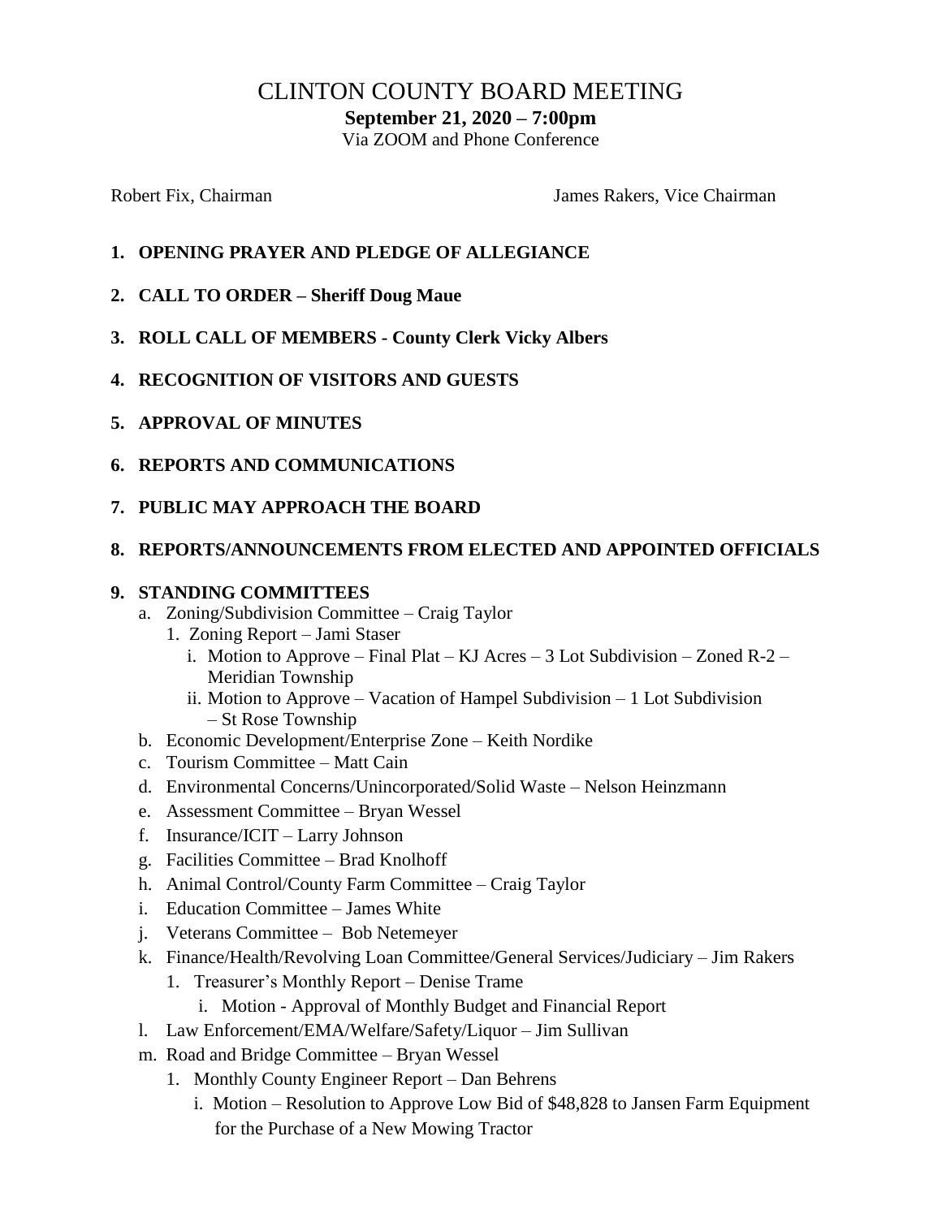# CLINTON COUNTY BOARD MEETING

**September 21, 2020 – 7:00pm**

Via ZOOM and Phone Conference

Robert Fix, Chairman James Rakers, Vice Chairman

1. **OPENING PRAYER AND PLEDGE OF ALLEGIANCE**
2. **CALL TO ORDER – Sheriff Doug Maue**
3. **ROLL CALL OF MEMBERS - County Clerk Vicky Albers**
4. **RECOGNITION OF VISITORS AND GUESTS**
5. **APPROVAL OF MINUTES**
6. **REPORTS AND COMMUNICATIONS**
7. **PUBLIC MAY APPROACH THE BOARD**
8. **REPORTS/ANNOUNCEMENTS FROM ELECTED AND APPOINTED OFFICIALS**
9. **STANDING COMMITTEES**
   - a. Zoning/Subdivision Committee – Craig Taylor
     1. Zoning Report – Jami Staser
        - i. Motion to Approve – Final Plat – KJ Acres – 3 Lot Subdivision – Zoned R-2 – Meridian Township
        - ii. Motion to Approve – Vacation of Hampel Subdivision – 1 Lot Subdivision – St Rose Township
   - b. Economic Development/Enterprise Zone – Keith Nordike
   - c. Tourism Committee – Matt Cain
   - d. Environmental Concerns/Unincorporated/Solid Waste – Nelson Heinzmann
   - e. Assessment Committee – Bryan Wessel
   - f. Insurance/ICIT – Larry Johnson
   - g. Facilities Committee – Brad Knolhoff
   - h. Animal Control/County Farm Committee – Craig Taylor
   - i. Education Committee – James White
   - j. Veterans Committee – Bob Netemeyer
   - k. Finance/Health/Revolving Loan Committee/General Services/Judiciary – Jim Rakers
     1. Treasurer's Monthly Report – Denise Trame
        - i. Motion - Approval of Monthly Budget and Financial Report
   - l. Law Enforcement/EMA/Welfare/Safety/Liquor – Jim Sullivan
   - m. Road and Bridge Committee – Bryan Wessel
     1. Monthly County Engineer Report – Dan Behrens
        - i. Motion – Resolution to Approve Low Bid of $48,828 to Jansen Farm Equipment for the Purchase of a New Mowing Tractor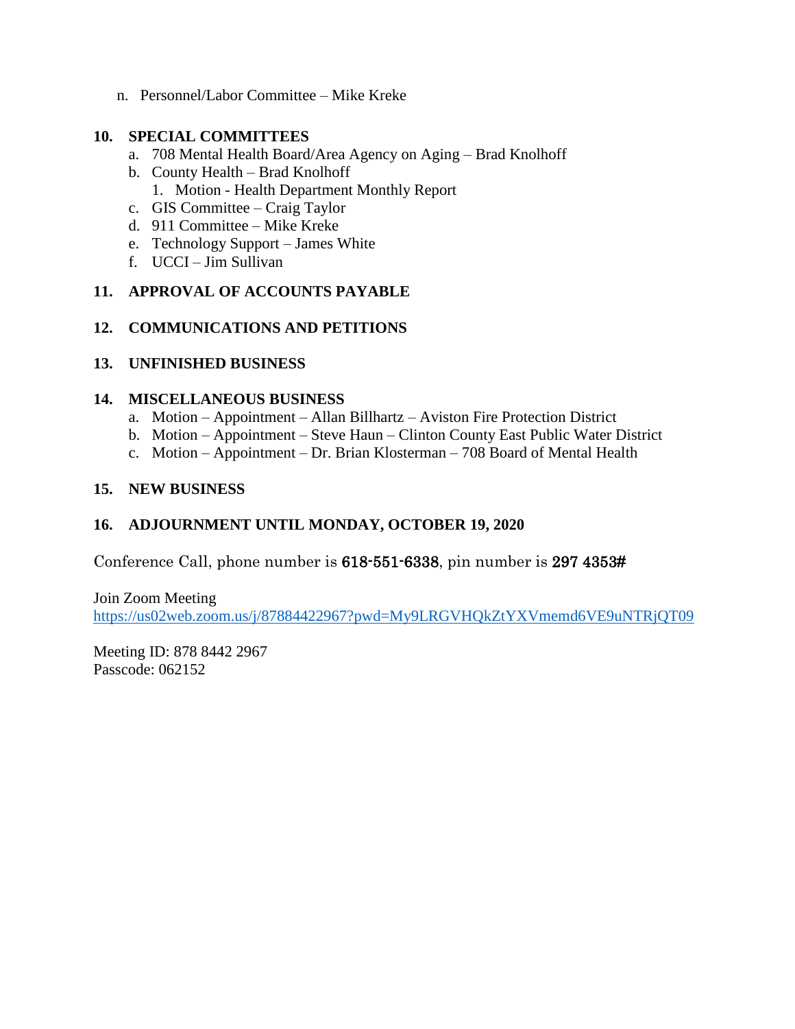n. Personnel/Labor Committee – Mike Kreke

**10. SPECIAL COMMITTEES**

a. 708 Mental Health Board/Area Agency on Aging – Brad Knolhoff
b. County Health – Brad Knolhoff
   1. Motion - Health Department Monthly Report
c. GIS Committee – Craig Taylor
d. 911 Committee – Mike Kreke
e. Technology Support – James White
f. UCCI – Jim Sullivan

**11. APPROVAL OF ACCOUNTS PAYABLE**

**12. COMMUNICATIONS AND PETITIONS**

**13. UNFINISHED BUSINESS**

**14. MISCELLANEOUS BUSINESS**

a. Motion – Appointment – Allan Billhartz – Aviston Fire Protection District
b. Motion – Appointment – Steve Haun – Clinton County East Public Water District
c. Motion – Appointment – Dr. Brian Klosterman – 708 Board of Mental Health

**15. NEW BUSINESS**

**16. ADJOURNMENT UNTIL MONDAY, OCTOBER 19, 2020**

Conference Call, phone number is **618-551-6338**, pin number is **297 4353#**

Join Zoom Meeting
https://us02web.zoom.us/j/87884422967?pwd=My9LRGVHQkZtYXVmemd6VE9uNTRjQT09

Meeting ID: 878 8442 2967
Passcode: 062152